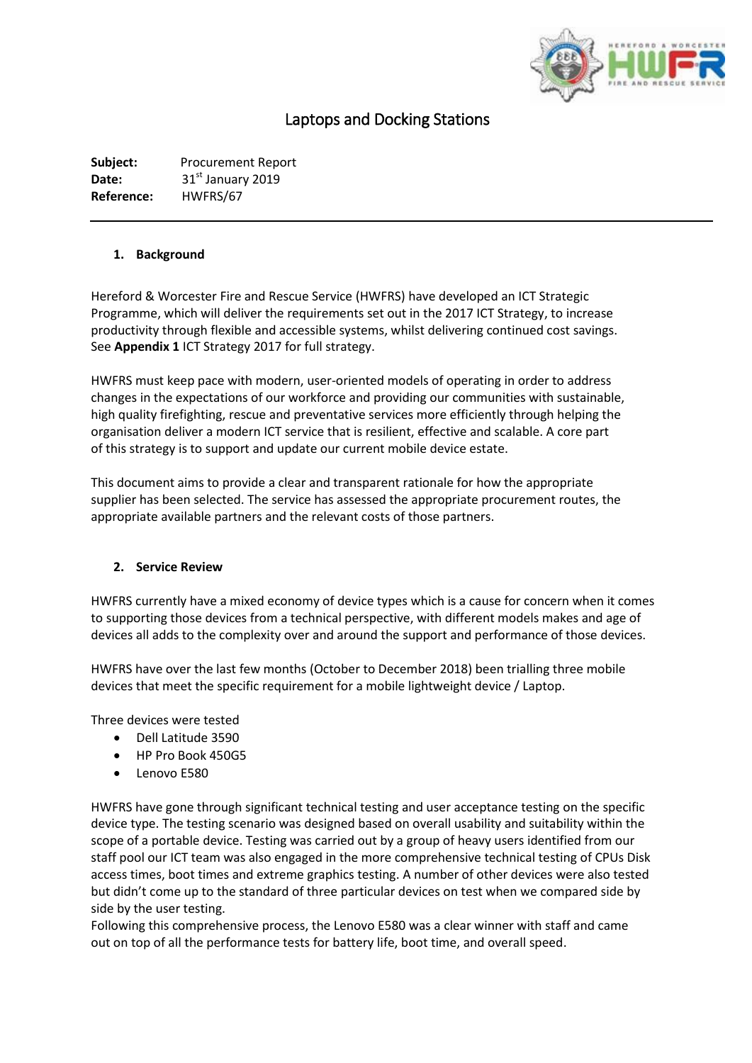# Laptops and Docking Stations

**Subject:** Procurement Report
**Date:** 31st January 2019
**Reference:** HWFRS/67

---

## 1. Background

Hereford & Worcester Fire and Rescue Service (HWFRS) have developed an ICT Strategic Programme, which will deliver the requirements set out in the 2017 ICT Strategy, to increase productivity through flexible and accessible systems, whilst delivering continued cost savings. See **Appendix 1** ICT Strategy 2017 for full strategy.

HWFRS must keep pace with modern, user-oriented models of operating in order to address changes in the expectations of our workforce and providing our communities with sustainable, high quality firefighting, rescue and preventative services more efficiently through helping the organisation deliver a modern ICT service that is resilient, effective and scalable. A core part of this strategy is to support and update our current mobile device estate.

This document aims to provide a clear and transparent rationale for how the appropriate supplier has been selected. The service has assessed the appropriate procurement routes, the appropriate available partners and the relevant costs of those partners.

## 2. Service Review

HWFRS currently have a mixed economy of device types which is a cause for concern when it comes to supporting those devices from a technical perspective, with different models makes and age of devices all adds to the complexity over and around the support and performance of those devices.

HWFRS have over the last few months (October to December 2018) been trialling three mobile devices that meet the specific requirement for a mobile lightweight device / Laptop.

Three devices were tested

- Dell Latitude 3590
- HP Pro Book 450G5
- Lenovo E580

HWFRS have gone through significant technical testing and user acceptance testing on the specific device type. The testing scenario was designed based on overall usability and suitability within the scope of a portable device. Testing was carried out by a group of heavy users identified from our staff pool our ICT team was also engaged in the more comprehensive technical testing of CPUs Disk access times, boot times and extreme graphics testing. A number of other devices were also tested but didn't come up to the standard of three particular devices on test when we compared side by side by the user testing.
Following this comprehensive process, the Lenovo E580 was a clear winner with staff and came out on top of all the performance tests for battery life, boot time, and overall speed.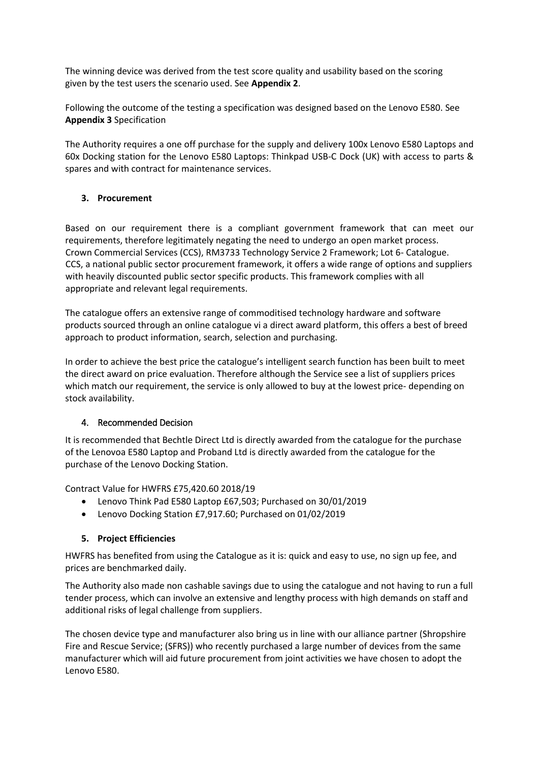The winning device was derived from the test score quality and usability based on the scoring given by the test users the scenario used. See **Appendix 2**.

Following the outcome of the testing a specification was designed based on the Lenovo E580. See **Appendix 3** Specification

The Authority requires a one off purchase for the supply and delivery 100x Lenovo E580 Laptops and 60x Docking station for the Lenovo E580 Laptops: Thinkpad USB-C Dock (UK) with access to parts & spares and with contract for maintenance services.

## 3. Procurement

Based on our requirement there is a compliant government framework that can meet our requirements, therefore legitimately negating the need to undergo an open market process. Crown Commercial Services (CCS), RM3733 Technology Service 2 Framework; Lot 6- Catalogue. CCS, a national public sector procurement framework, it offers a wide range of options and suppliers with heavily discounted public sector specific products. This framework complies with all appropriate and relevant legal requirements.

The catalogue offers an extensive range of commoditised technology hardware and software products sourced through an online catalogue vi a direct award platform, this offers a best of breed approach to product information, search, selection and purchasing.

In order to achieve the best price the catalogue's intelligent search function has been built to meet the direct award on price evaluation. Therefore although the Service see a list of suppliers prices which match our requirement, the service is only allowed to buy at the lowest price- depending on stock availability.

## 4. Recommended Decision

It is recommended that Bechtle Direct Ltd is directly awarded from the catalogue for the purchase of the Lenovoa E580 Laptop and Proband Ltd is directly awarded from the catalogue for the purchase of the Lenovo Docking Station.

Contract Value for HWFRS £75,420.60 2018/19

- Lenovo Think Pad E580 Laptop £67,503; Purchased on 30/01/2019
- Lenovo Docking Station £7,917.60; Purchased on 01/02/2019

## 5. Project Efficiencies

HWFRS has benefited from using the Catalogue as it is: quick and easy to use, no sign up fee, and prices are benchmarked daily.

The Authority also made non cashable savings due to using the catalogue and not having to run a full tender process, which can involve an extensive and lengthy process with high demands on staff and additional risks of legal challenge from suppliers.

The chosen device type and manufacturer also bring us in line with our alliance partner (Shropshire Fire and Rescue Service; (SFRS)) who recently purchased a large number of devices from the same manufacturer which will aid future procurement from joint activities we have chosen to adopt the Lenovo E580.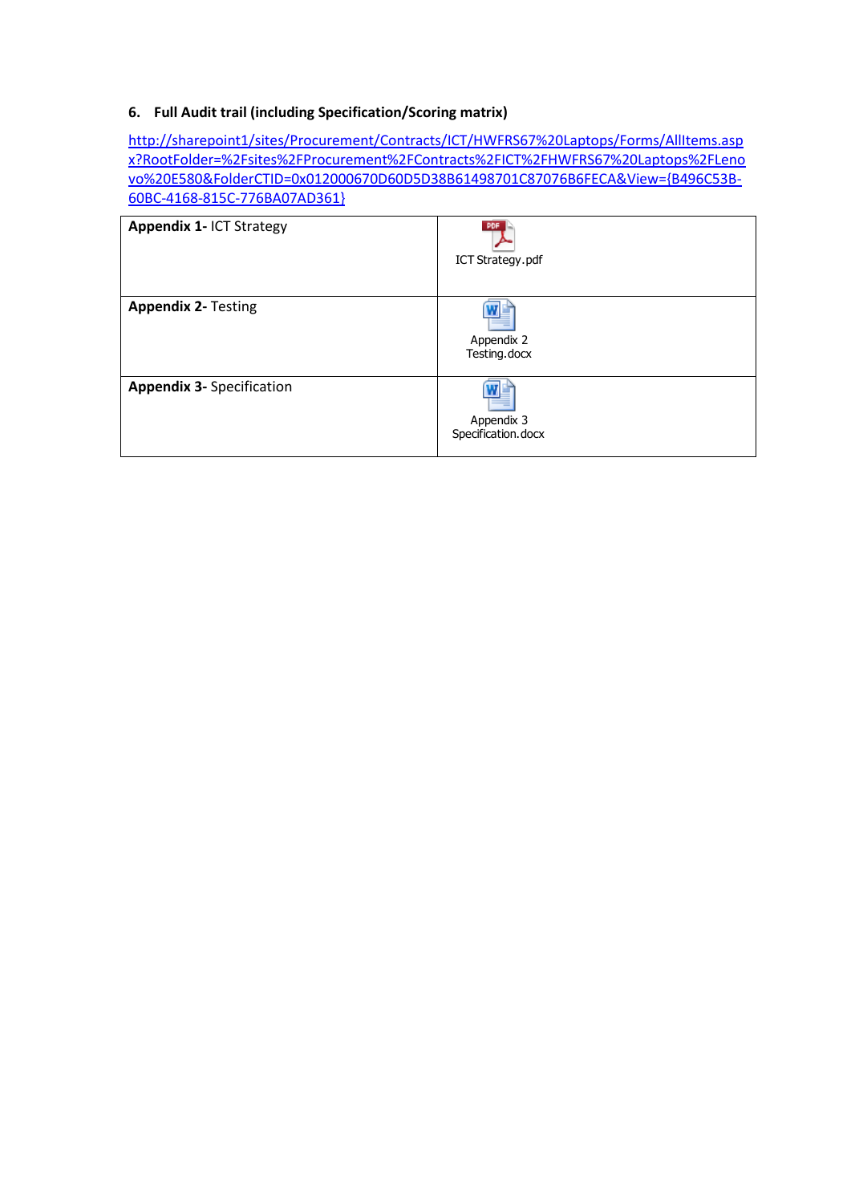### 6. Full Audit trail (including Specification/Scoring matrix)

http://sharepoint1/sites/Procurement/Contracts/ICT/HWFRS67%20Laptops/Forms/AllItems.aspx?RootFolder=%2Fsites%2FProcurement%2FContracts%2FICT%2FHWFRS67%20Laptops%2FLenovo%20E580&FolderCTID=0x012000670D60D5D38B61498701C87076B6FECA&View={B496C53B-60BC-4168-815C-776BA07AD361}

| | |
|---|---|
| **Appendix 1-** ICT Strategy | ICT Strategy.pdf |
| **Appendix 2-** Testing | Appendix 2 Testing.docx |
| **Appendix 3-** Specification | Appendix 3 Specification.docx |